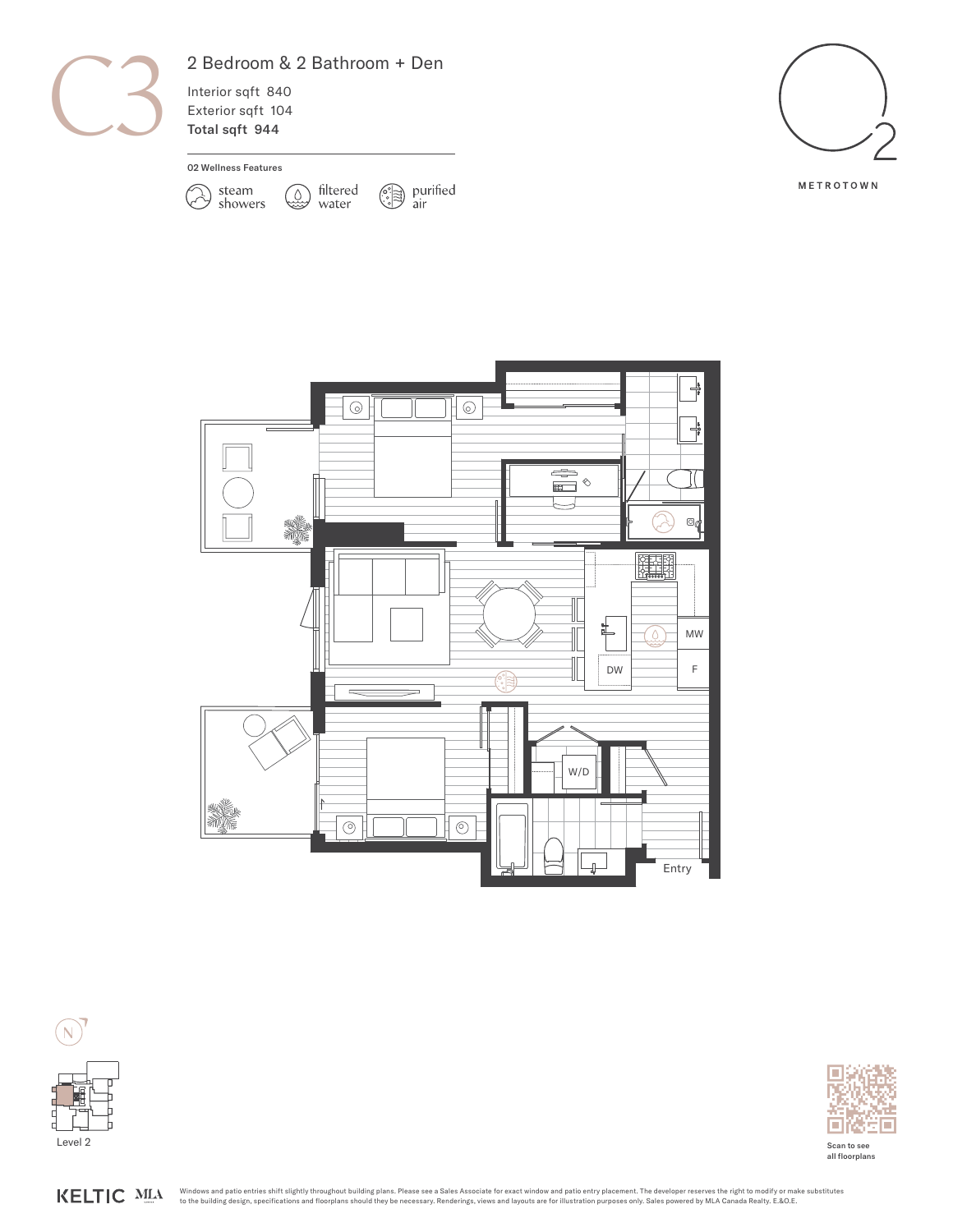# C3

## 2 Bedroom & 2 Bathroom + Den

Interior sqft 840
Exterior sqft 104
**Total sqft 944**

**02 Wellness Features**

- steam showers
- filtered water
- purified air

METROTOWN

MW

F

DW

W/D

Entry

Level 2

Scan to see all floorplans

KELTIC MLA

Windows and patio entries shift slightly throughout building plans. Please see a Sales Associate for exact window and patio entry placement. The developer reserves the right to modify or make substitutes to the building design, specifications and floorplans should they be necessary. Renderings, views and layouts are for illustration purposes only. Sales powered by MLA Canada Realty. E.&O.E.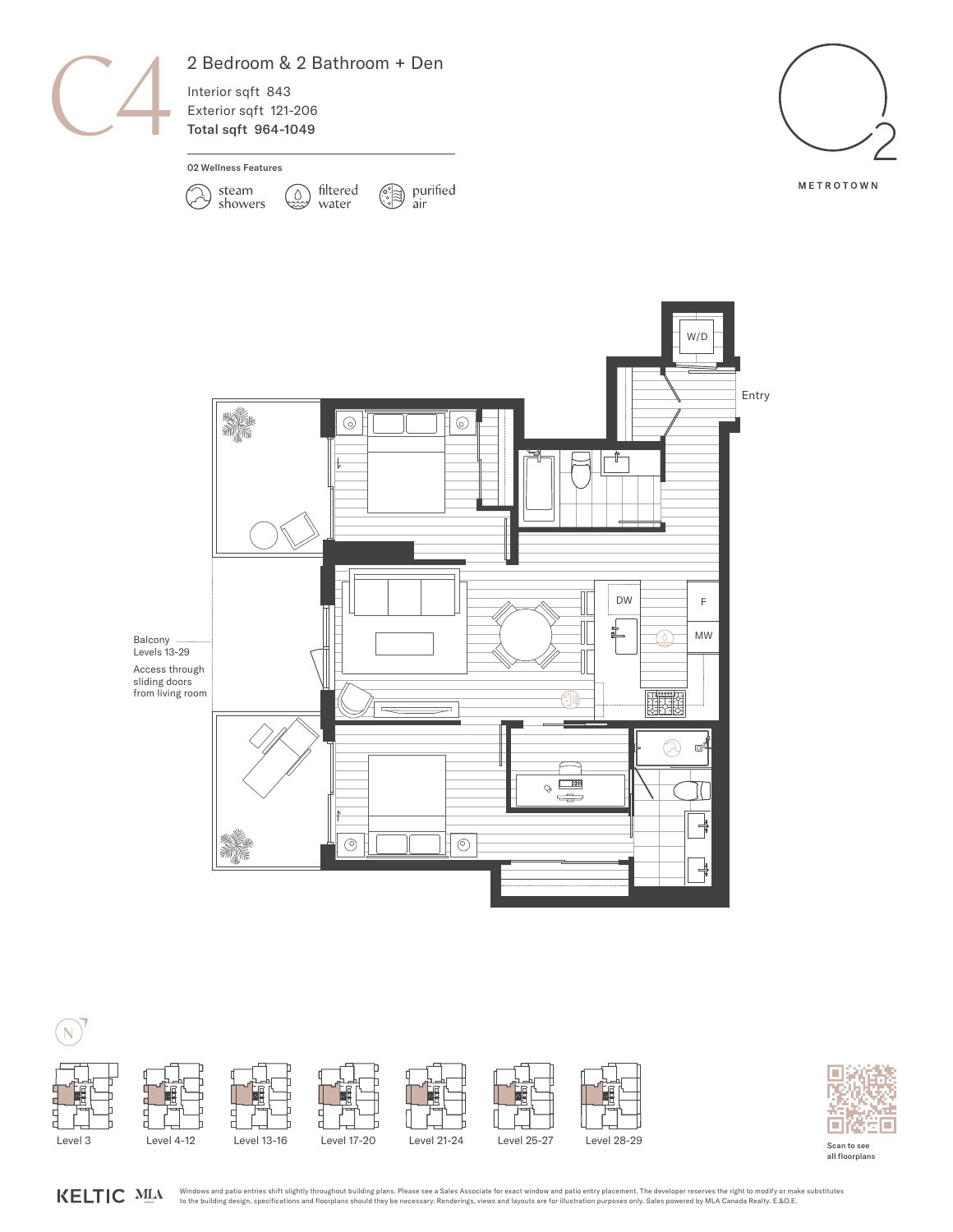# C4

## 2 Bedroom & 2 Bathroom + Den

Interior sqft 843
Exterior sqft 121-206
**Total sqft 964-1049**

**02 Wellness Features**

steam showers
filtered water
purified air

METROTOWN

W/D

Entry

DW

F

MW

Balcony
Levels 13-29

Access through sliding doors from living room

N

Level 3
Level 4-12
Level 13-16
Level 17-20
Level 21-24
Level 25-27
Level 28-29

Scan to see all floorplans

KELTIC MLA

Windows and patio entries shift slightly throughout building plans. Please see a Sales Associate for exact window and patio entry placement. The developer reserves the right to modify or make substitutes to the building design, specifications and floorplans should they be necessary. Renderings, views and layouts are for illustration purposes only. Sales powered by MLA Canada Realty. E.&O.E.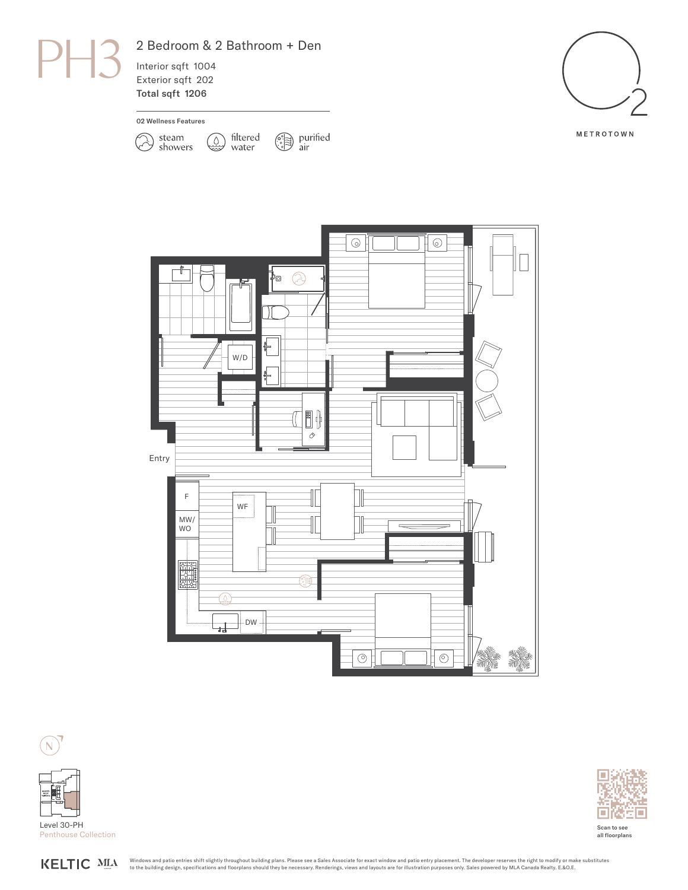# PH3

## 2 Bedroom & 2 Bathroom + Den

Interior sqft 1004
Exterior sqft 202
**Total sqft 1206**

02 Wellness Features

steam showers

filtered water

purified air

O2

METROTOWN

Entry

W/D

F

MW/
WO

WF

DW

N

Level 30-PH
Penthouse Collection

Scan to see all floorplans

KELTIC MLA

Windows and patio entries shift slightly throughout building plans. Please see a Sales Associate for exact window and patio entry placement. The developer reserves the right to modify or make substitutes to the building design, specifications and floorplans should they be necessary. Renderings, views and layouts are for illustration purposes only. Sales powered by MLA Canada Realty. E.&O.E.